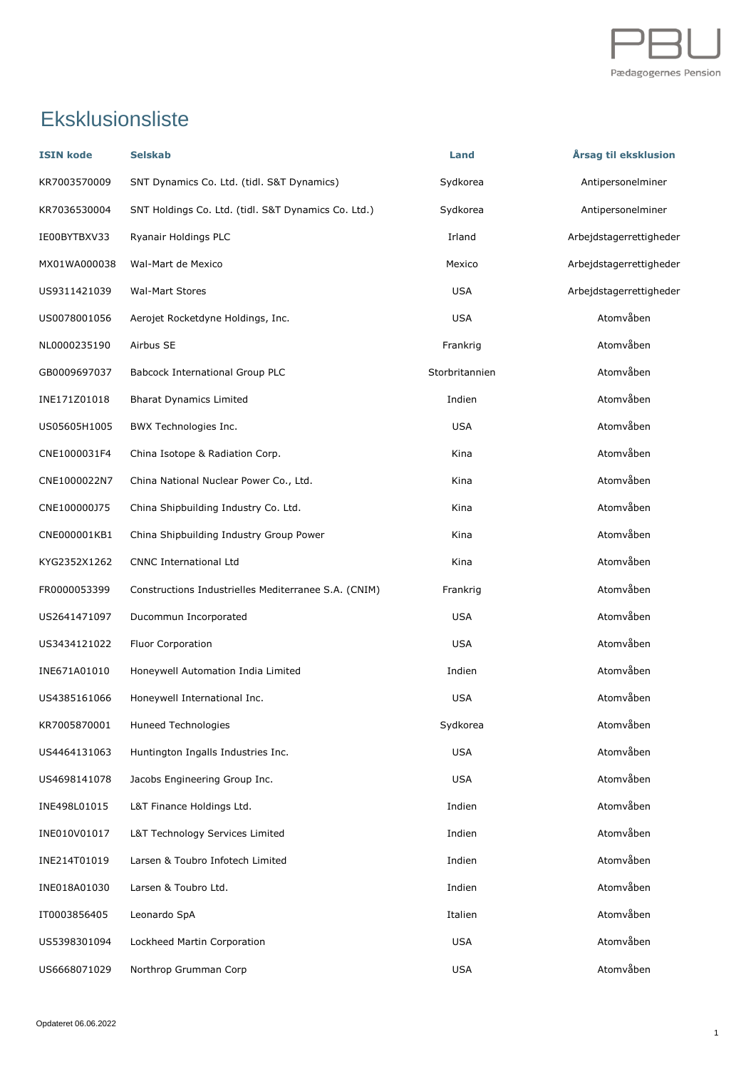# Eksklusionsliste

| ISIN kode | Selskab | Land | Årsag til eksklusion |
|---|---|---|---|
| KR7003570009 | SNT Dynamics Co. Ltd. (tidl. S&T Dynamics) | Sydkorea | Antipersonelminer |
| KR7036530004 | SNT Holdings Co. Ltd. (tidl. S&T Dynamics Co. Ltd.) | Sydkorea | Antipersonelminer |
| IE00BYTBXV33 | Ryanair Holdings PLC | Irland | Arbejdstagerrettigheder |
| MX01WA000038 | Wal-Mart de Mexico | Mexico | Arbejdstagerrettigheder |
| US9311421039 | Wal-Mart Stores | USA | Arbejdstagerrettigheder |
| US0078001056 | Aerojet Rocketdyne Holdings, Inc. | USA | Atomvåben |
| NL0000235190 | Airbus SE | Frankrig | Atomvåben |
| GB0009697037 | Babcock International Group PLC | Storbritannien | Atomvåben |
| INE171Z01018 | Bharat Dynamics Limited | Indien | Atomvåben |
| US05605H1005 | BWX Technologies Inc. | USA | Atomvåben |
| CNE1000031F4 | China Isotope & Radiation Corp. | Kina | Atomvåben |
| CNE1000022N7 | China National Nuclear Power Co., Ltd. | Kina | Atomvåben |
| CNE100000J75 | China Shipbuilding Industry Co. Ltd. | Kina | Atomvåben |
| CNE000001KB1 | China Shipbuilding Industry Group Power | Kina | Atomvåben |
| KYG2352X1262 | CNNC International Ltd | Kina | Atomvåben |
| FR0000053399 | Constructions Industrielles Mediterranee S.A. (CNIM) | Frankrig | Atomvåben |
| US2641471097 | Ducommun Incorporated | USA | Atomvåben |
| US3434121022 | Fluor Corporation | USA | Atomvåben |
| INE671A01010 | Honeywell Automation India Limited | Indien | Atomvåben |
| US4385161066 | Honeywell International Inc. | USA | Atomvåben |
| KR7005870001 | Huneed Technologies | Sydkorea | Atomvåben |
| US4464131063 | Huntington Ingalls Industries Inc. | USA | Atomvåben |
| US4698141078 | Jacobs Engineering Group Inc. | USA | Atomvåben |
| INE498L01015 | L&T Finance Holdings Ltd. | Indien | Atomvåben |
| INE010V01017 | L&T Technology Services Limited | Indien | Atomvåben |
| INE214T01019 | Larsen & Toubro Infotech Limited | Indien | Atomvåben |
| INE018A01030 | Larsen & Toubro Ltd. | Indien | Atomvåben |
| IT0003856405 | Leonardo SpA | Italien | Atomvåben |
| US5398301094 | Lockheed Martin Corporation | USA | Atomvåben |
| US6668071029 | Northrop Grumman Corp | USA | Atomvåben |

Opdateret 06.06.2022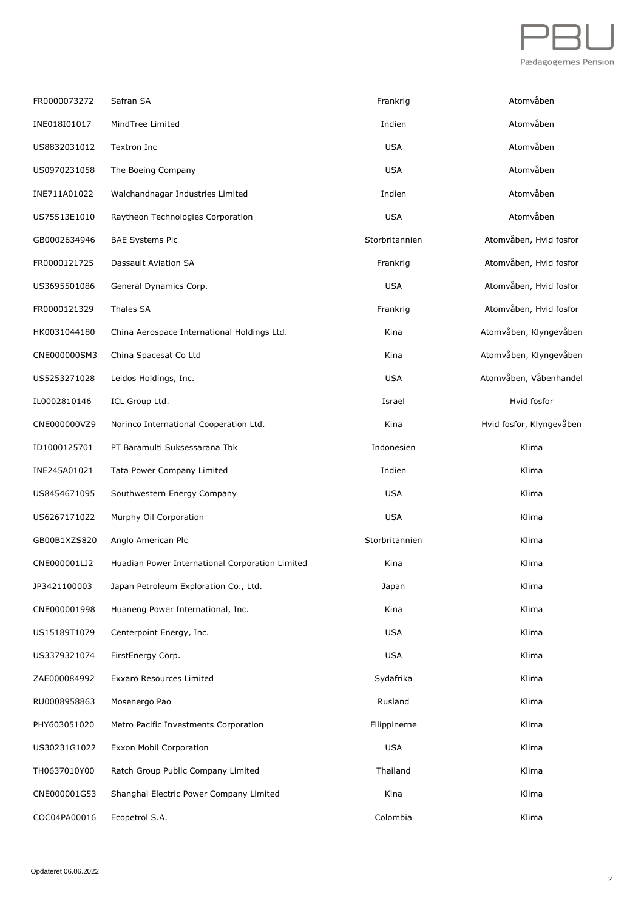| | | | |
|---|---|---|---|
| FR0000073272 | Safran SA | Frankrig | Atomvåben |
| INE018I01017 | MindTree Limited | Indien | Atomvåben |
| US8832031012 | Textron Inc | USA | Atomvåben |
| US0970231058 | The Boeing Company | USA | Atomvåben |
| INE711A01022 | Walchandnagar Industries Limited | Indien | Atomvåben |
| US75513E1010 | Raytheon Technologies Corporation | USA | Atomvåben |
| GB0002634946 | BAE Systems Plc | Storbritannien | Atomvåben, Hvid fosfor |
| FR0000121725 | Dassault Aviation SA | Frankrig | Atomvåben, Hvid fosfor |
| US3695501086 | General Dynamics Corp. | USA | Atomvåben, Hvid fosfor |
| FR0000121329 | Thales SA | Frankrig | Atomvåben, Hvid fosfor |
| HK0031044180 | China Aerospace International Holdings Ltd. | Kina | Atomvåben, Klyngevåben |
| CNE000000SM3 | China Spacesat Co Ltd | Kina | Atomvåben, Klyngevåben |
| US5253271028 | Leidos Holdings, Inc. | USA | Atomvåben, Våbenhandel |
| IL0002810146 | ICL Group Ltd. | Israel | Hvid fosfor |
| CNE000000VZ9 | Norinco International Cooperation Ltd. | Kina | Hvid fosfor, Klyngevåben |
| ID1000125701 | PT Baramulti Suksessarana Tbk | Indonesien | Klima |
| INE245A01021 | Tata Power Company Limited | Indien | Klima |
| US8454671095 | Southwestern Energy Company | USA | Klima |
| US6267171022 | Murphy Oil Corporation | USA | Klima |
| GB00B1XZS820 | Anglo American Plc | Storbritannien | Klima |
| CNE000001LJ2 | Huadian Power International Corporation Limited | Kina | Klima |
| JP3421100003 | Japan Petroleum Exploration Co., Ltd. | Japan | Klima |
| CNE000001998 | Huaneng Power International, Inc. | Kina | Klima |
| US15189T1079 | Centerpoint Energy, Inc. | USA | Klima |
| US3379321074 | FirstEnergy Corp. | USA | Klima |
| ZAE000084992 | Exxaro Resources Limited | Sydafrika | Klima |
| RU0008958863 | Mosenergo Pao | Rusland | Klima |
| PHY603051020 | Metro Pacific Investments Corporation | Filippinerne | Klima |
| US30231G1022 | Exxon Mobil Corporation | USA | Klima |
| TH0637010Y00 | Ratch Group Public Company Limited | Thailand | Klima |
| CNE000001G53 | Shanghai Electric Power Company Limited | Kina | Klima |
| COC04PA00016 | Ecopetrol S.A. | Colombia | Klima |

Opdateret 06.06.2022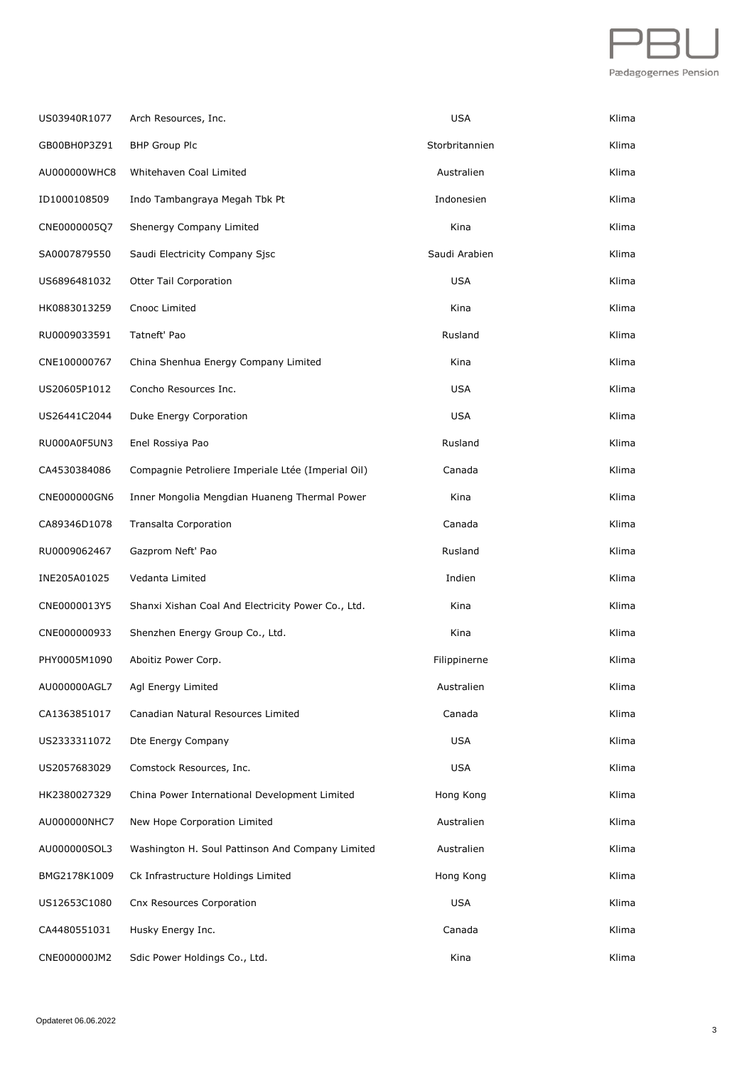| | | | |
|---|---|---|---|
| US03940R1077 | Arch Resources, Inc. | USA | Klima |
| GB00BH0P3Z91 | BHP Group Plc | Storbritannien | Klima |
| AU000000WHC8 | Whitehaven Coal Limited | Australien | Klima |
| ID1000108509 | Indo Tambangraya Megah Tbk Pt | Indonesien | Klima |
| CNE0000005Q7 | Shenergy Company Limited | Kina | Klima |
| SA0007879550 | Saudi Electricity Company Sjsc | Saudi Arabien | Klima |
| US6896481032 | Otter Tail Corporation | USA | Klima |
| HK0883013259 | Cnooc Limited | Kina | Klima |
| RU0009033591 | Tatneft' Pao | Rusland | Klima |
| CNE100000767 | China Shenhua Energy Company Limited | Kina | Klima |
| US20605P1012 | Concho Resources Inc. | USA | Klima |
| US26441C2044 | Duke Energy Corporation | USA | Klima |
| RU000A0F5UN3 | Enel Rossiya Pao | Rusland | Klima |
| CA4530384086 | Compagnie Petroliere Imperiale Ltée (Imperial Oil) | Canada | Klima |
| CNE000000GN6 | Inner Mongolia Mengdian Huaneng Thermal Power | Kina | Klima |
| CA89346D1078 | Transalta Corporation | Canada | Klima |
| RU0009062467 | Gazprom Neft' Pao | Rusland | Klima |
| INE205A01025 | Vedanta Limited | Indien | Klima |
| CNE0000013Y5 | Shanxi Xishan Coal And Electricity Power Co., Ltd. | Kina | Klima |
| CNE000000933 | Shenzhen Energy Group Co., Ltd. | Kina | Klima |
| PHY0005M1090 | Aboitiz Power Corp. | Filippinerne | Klima |
| AU000000AGL7 | Agl Energy Limited | Australien | Klima |
| CA1363851017 | Canadian Natural Resources Limited | Canada | Klima |
| US2333311072 | Dte Energy Company | USA | Klima |
| US2057683029 | Comstock Resources, Inc. | USA | Klima |
| HK2380027329 | China Power International Development Limited | Hong Kong | Klima |
| AU000000NHC7 | New Hope Corporation Limited | Australien | Klima |
| AU000000SOL3 | Washington H. Soul Pattinson And Company Limited | Australien | Klima |
| BMG2178K1009 | Ck Infrastructure Holdings Limited | Hong Kong | Klima |
| US12653C1080 | Cnx Resources Corporation | USA | Klima |
| CA4480551031 | Husky Energy Inc. | Canada | Klima |
| CNE000000JM2 | Sdic Power Holdings Co., Ltd. | Kina | Klima |

Opdateret 06.06.2022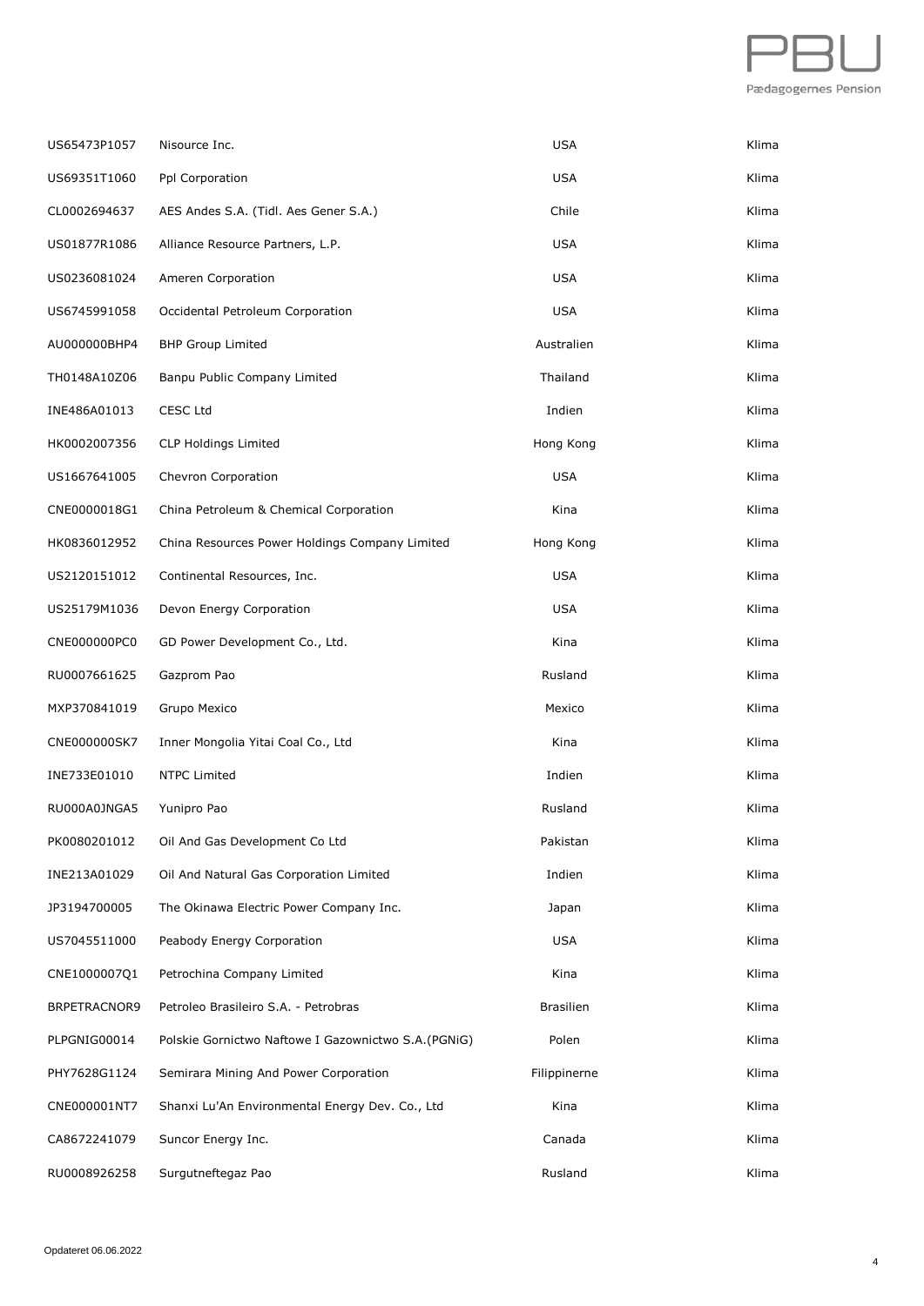| | | | |
|---|---|---|---|
| US65473P1057 | Nisource Inc. | USA | Klima |
| US69351T1060 | Ppl Corporation | USA | Klima |
| CL0002694637 | AES Andes S.A. (Tidl. Aes Gener S.A.) | Chile | Klima |
| US01877R1086 | Alliance Resource Partners, L.P. | USA | Klima |
| US0236081024 | Ameren Corporation | USA | Klima |
| US6745991058 | Occidental Petroleum Corporation | USA | Klima |
| AU000000BHP4 | BHP Group Limited | Australien | Klima |
| TH0148A10Z06 | Banpu Public Company Limited | Thailand | Klima |
| INE486A01013 | CESC Ltd | Indien | Klima |
| HK0002007356 | CLP Holdings Limited | Hong Kong | Klima |
| US1667641005 | Chevron Corporation | USA | Klima |
| CNE0000018G1 | China Petroleum & Chemical Corporation | Kina | Klima |
| HK0836012952 | China Resources Power Holdings Company Limited | Hong Kong | Klima |
| US2120151012 | Continental Resources, Inc. | USA | Klima |
| US25179M1036 | Devon Energy Corporation | USA | Klima |
| CNE000000PC0 | GD Power Development Co., Ltd. | Kina | Klima |
| RU0007661625 | Gazprom Pao | Rusland | Klima |
| MXP370841019 | Grupo Mexico | Mexico | Klima |
| CNE000000SK7 | Inner Mongolia Yitai Coal Co., Ltd | Kina | Klima |
| INE733E01010 | NTPC Limited | Indien | Klima |
| RU000A0JNGA5 | Yunipro Pao | Rusland | Klima |
| PK0080201012 | Oil And Gas Development Co Ltd | Pakistan | Klima |
| INE213A01029 | Oil And Natural Gas Corporation Limited | Indien | Klima |
| JP3194700005 | The Okinawa Electric Power Company Inc. | Japan | Klima |
| US7045511000 | Peabody Energy Corporation | USA | Klima |
| CNE1000007Q1 | Petrochina Company Limited | Kina | Klima |
| BRPETRACNOR9 | Petroleo Brasileiro S.A. - Petrobras | Brasilien | Klima |
| PLPGNIG00014 | Polskie Gornictwo Naftowe I Gazownictwo S.A.(PGNiG) | Polen | Klima |
| PHY7628G1124 | Semirara Mining And Power Corporation | Filippinerne | Klima |
| CNE000001NT7 | Shanxi Lu'An Environmental Energy Dev. Co., Ltd | Kina | Klima |
| CA8672241079 | Suncor Energy Inc. | Canada | Klima |
| RU0008926258 | Surgutneftegaz Pao | Rusland | Klima |

Opdateret 06.06.2022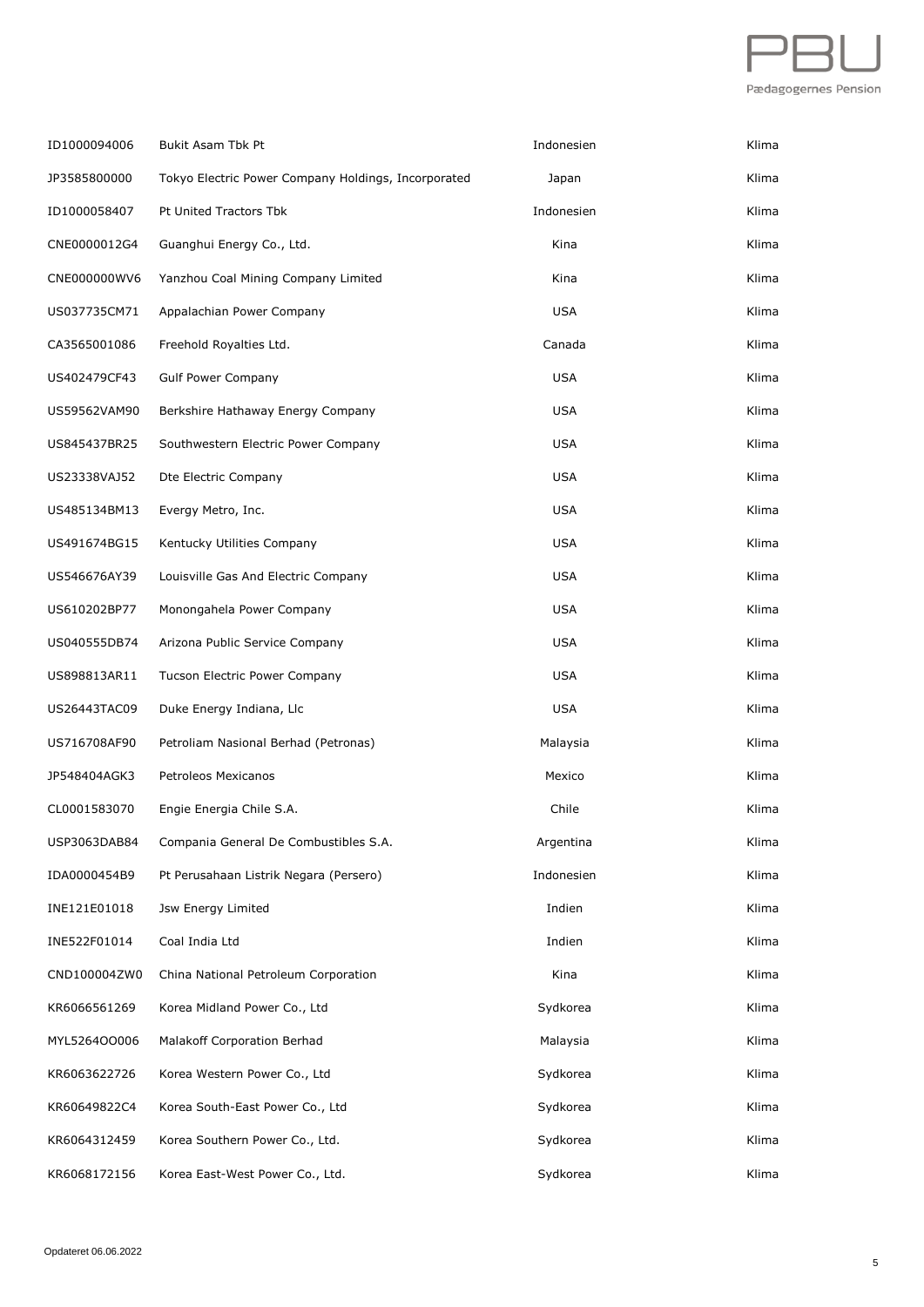| ID1000094006 | Bukit Asam Tbk Pt | Indonesien | Klima |
|---|---|---|---|
| JP3585800000 | Tokyo Electric Power Company Holdings, Incorporated | Japan | Klima |
| ID1000058407 | Pt United Tractors Tbk | Indonesien | Klima |
| CNE0000012G4 | Guanghui Energy Co., Ltd. | Kina | Klima |
| CNE000000WV6 | Yanzhou Coal Mining Company Limited | Kina | Klima |
| US037735CM71 | Appalachian Power Company | USA | Klima |
| CA3565001086 | Freehold Royalties Ltd. | Canada | Klima |
| US402479CF43 | Gulf Power Company | USA | Klima |
| US59562VAM90 | Berkshire Hathaway Energy Company | USA | Klima |
| US845437BR25 | Southwestern Electric Power Company | USA | Klima |
| US23338VAJ52 | Dte Electric Company | USA | Klima |
| US485134BM13 | Evergy Metro, Inc. | USA | Klima |
| US491674BG15 | Kentucky Utilities Company | USA | Klima |
| US546676AY39 | Louisville Gas And Electric Company | USA | Klima |
| US610202BP77 | Monongahela Power Company | USA | Klima |
| US040555DB74 | Arizona Public Service Company | USA | Klima |
| US898813AR11 | Tucson Electric Power Company | USA | Klima |
| US26443TAC09 | Duke Energy Indiana, Llc | USA | Klima |
| US716708AF90 | Petroliam Nasional Berhad (Petronas) | Malaysia | Klima |
| JP548404AGK3 | Petroleos Mexicanos | Mexico | Klima |
| CL0001583070 | Engie Energia Chile S.A. | Chile | Klima |
| USP3063DAB84 | Compania General De Combustibles S.A. | Argentina | Klima |
| IDA0000454B9 | Pt Perusahaan Listrik Negara (Persero) | Indonesien | Klima |
| INE121E01018 | Jsw Energy Limited | Indien | Klima |
| INE522F01014 | Coal India Ltd | Indien | Klima |
| CND100004ZW0 | China National Petroleum Corporation | Kina | Klima |
| KR6066561269 | Korea Midland Power Co., Ltd | Sydkorea | Klima |
| MYL5264OO006 | Malakoff Corporation Berhad | Malaysia | Klima |
| KR6063622726 | Korea Western Power Co., Ltd | Sydkorea | Klima |
| KR60649822C4 | Korea South-East Power Co., Ltd | Sydkorea | Klima |
| KR6064312459 | Korea Southern Power Co., Ltd. | Sydkorea | Klima |
| KR6068172156 | Korea East-West Power Co., Ltd. | Sydkorea | Klima |

Opdateret 06.06.2022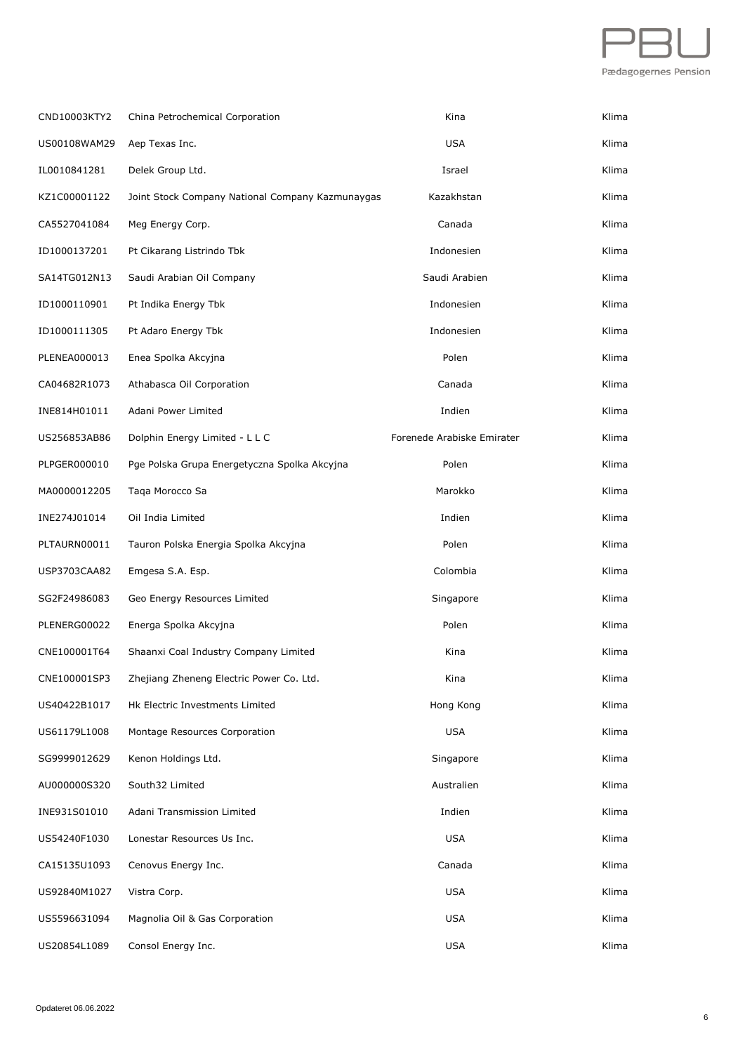| | | | |
|---|---|---|---|
| CND10003KTY2 | China Petrochemical Corporation | Kina | Klima |
| US00108WAM29 | Aep Texas Inc. | USA | Klima |
| IL0010841281 | Delek Group Ltd. | Israel | Klima |
| KZ1C00001122 | Joint Stock Company National Company Kazmunaygas | Kazakhstan | Klima |
| CA5527041084 | Meg Energy Corp. | Canada | Klima |
| ID1000137201 | Pt Cikarang Listrindo Tbk | Indonesien | Klima |
| SA14TG012N13 | Saudi Arabian Oil Company | Saudi Arabien | Klima |
| ID1000110901 | Pt Indika Energy Tbk | Indonesien | Klima |
| ID1000111305 | Pt Adaro Energy Tbk | Indonesien | Klima |
| PLENEA000013 | Enea Spolka Akcyjna | Polen | Klima |
| CA04682R1073 | Athabasca Oil Corporation | Canada | Klima |
| INE814H01011 | Adani Power Limited | Indien | Klima |
| US256853AB86 | Dolphin Energy Limited - L L C | Forenede Arabiske Emirater | Klima |
| PLPGER000010 | Pge Polska Grupa Energetyczna Spolka Akcyjna | Polen | Klima |
| MA0000012205 | Taqa Morocco Sa | Marokko | Klima |
| INE274J01014 | Oil India Limited | Indien | Klima |
| PLTAURN00011 | Tauron Polska Energia Spolka Akcyjna | Polen | Klima |
| USP3703CAA82 | Emgesa S.A. Esp. | Colombia | Klima |
| SG2F24986083 | Geo Energy Resources Limited | Singapore | Klima |
| PLENERG00022 | Energa Spolka Akcyjna | Polen | Klima |
| CNE100001T64 | Shaanxi Coal Industry Company Limited | Kina | Klima |
| CNE100001SP3 | Zhejiang Zheneng Electric Power Co. Ltd. | Kina | Klima |
| US40422B1017 | Hk Electric Investments Limited | Hong Kong | Klima |
| US61179L1008 | Montage Resources Corporation | USA | Klima |
| SG9999012629 | Kenon Holdings Ltd. | Singapore | Klima |
| AU000000S320 | South32 Limited | Australien | Klima |
| INE931S01010 | Adani Transmission Limited | Indien | Klima |
| US54240F1030 | Lonestar Resources Us Inc. | USA | Klima |
| CA15135U1093 | Cenovus Energy Inc. | Canada | Klima |
| US92840M1027 | Vistra Corp. | USA | Klima |
| US5596631094 | Magnolia Oil & Gas Corporation | USA | Klima |
| US20854L1089 | Consol Energy Inc. | USA | Klima |

Opdateret 06.06.2022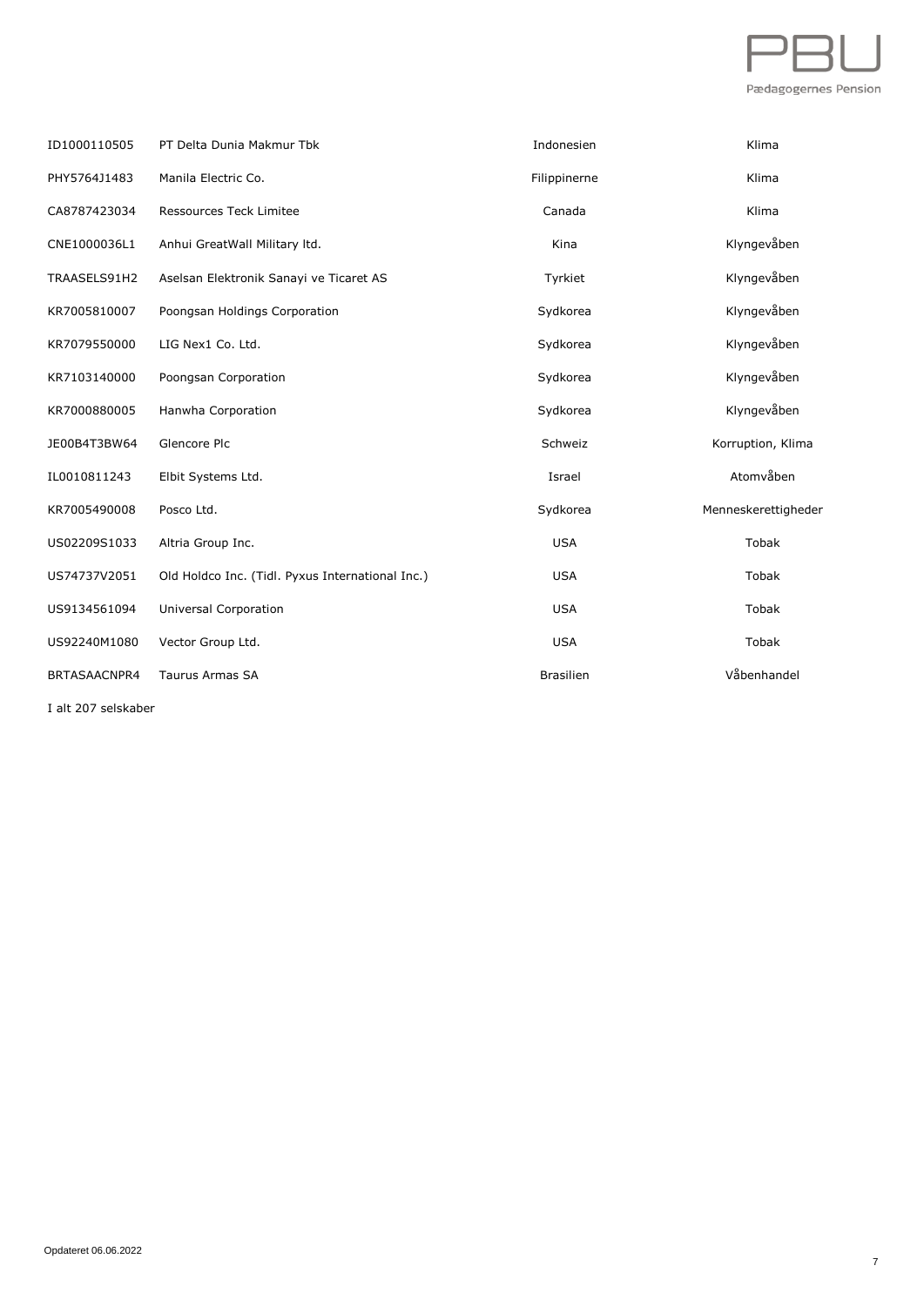| | | | |
|---|---|---|---|
| ID1000110505 | PT Delta Dunia Makmur Tbk | Indonesien | Klima |
| PHY5764J1483 | Manila Electric Co. | Filippinerne | Klima |
| CA8787423034 | Ressources Teck Limitee | Canada | Klima |
| CNE1000036L1 | Anhui GreatWall Military ltd. | Kina | Klyngevåben |
| TRAASELS91H2 | Aselsan Elektronik Sanayi ve Ticaret AS | Tyrkiet | Klyngevåben |
| KR7005810007 | Poongsan Holdings Corporation | Sydkorea | Klyngevåben |
| KR7079550000 | LIG Nex1 Co. Ltd. | Sydkorea | Klyngevåben |
| KR7103140000 | Poongsan Corporation | Sydkorea | Klyngevåben |
| KR7000880005 | Hanwha Corporation | Sydkorea | Klyngevåben |
| JE00B4T3BW64 | Glencore Plc | Schweiz | Korruption, Klima |
| IL0010811243 | Elbit Systems Ltd. | Israel | Atomvåben |
| KR7005490008 | Posco Ltd. | Sydkorea | Menneskerettigheder |
| US02209S1033 | Altria Group Inc. | USA | Tobak |
| US74737V2051 | Old Holdco Inc. (Tidl. Pyxus International Inc.) | USA | Tobak |
| US9134561094 | Universal Corporation | USA | Tobak |
| US92240M1080 | Vector Group Ltd. | USA | Tobak |
| BRTASAACNPR4 | Taurus Armas SA | Brasilien | Våbenhandel |

I alt 207 selskaber

Opdateret 06.06.2022